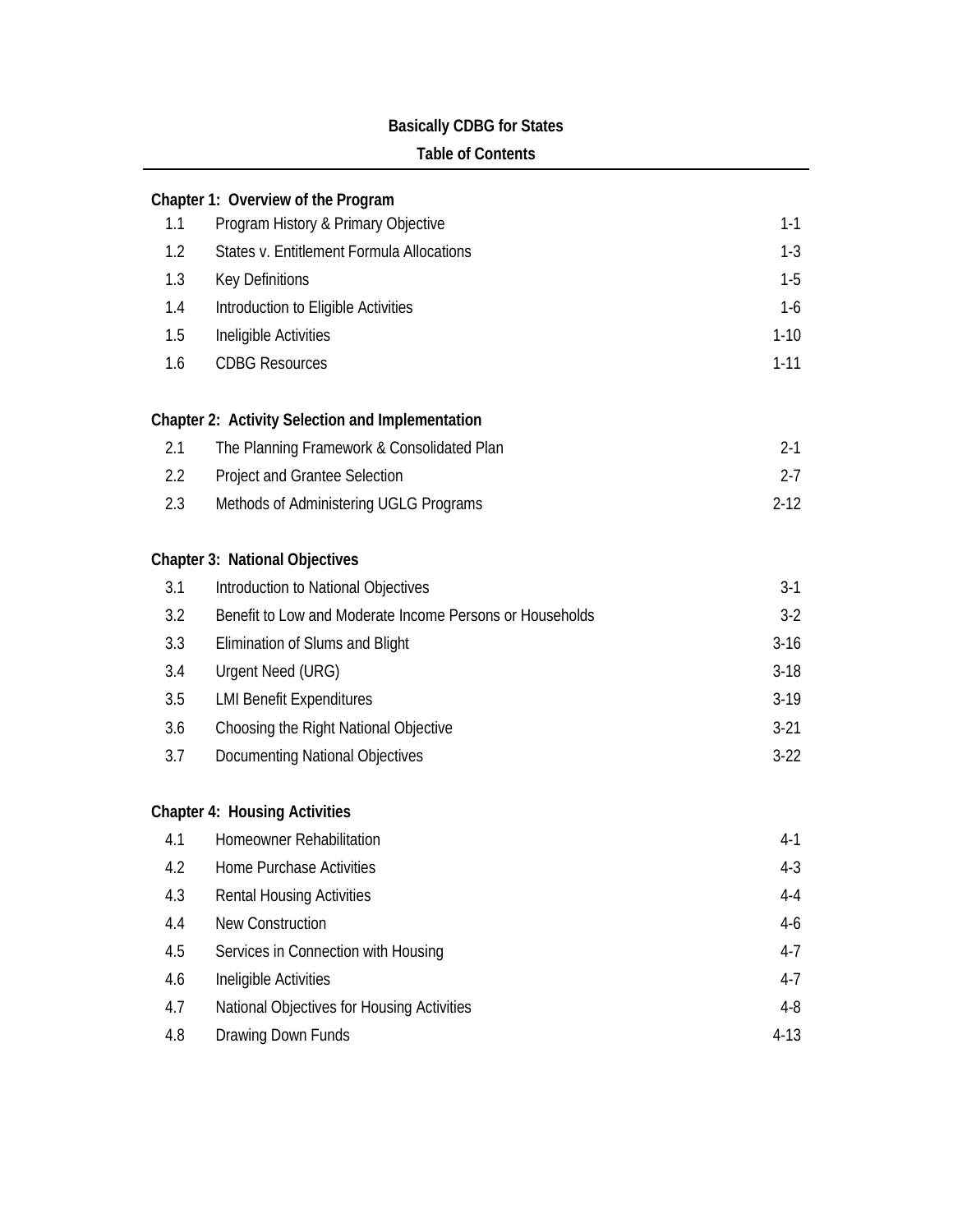# Basically CDBG for States

## Table of Contents

| | | |
|---|---|---|
| **Chapter 1: Overview of the Program** | | |
| 1.1 | Program History & Primary Objective | 1-1 |
| 1.2 | States v. Entitlement Formula Allocations | 1-3 |
| 1.3 | Key Definitions | 1-5 |
| 1.4 | Introduction to Eligible Activities | 1-6 |
| 1.5 | Ineligible Activities | 1-10 |
| 1.6 | CDBG Resources | 1-11 |
| **Chapter 2: Activity Selection and Implementation** | | |
| 2.1 | The Planning Framework & Consolidated Plan | 2-1 |
| 2.2 | Project and Grantee Selection | 2-7 |
| 2.3 | Methods of Administering UGLG Programs | 2-12 |
| **Chapter 3: National Objectives** | | |
| 3.1 | Introduction to National Objectives | 3-1 |
| 3.2 | Benefit to Low and Moderate Income Persons or Households | 3-2 |
| 3.3 | Elimination of Slums and Blight | 3-16 |
| 3.4 | Urgent Need (URG) | 3-18 |
| 3.5 | LMI Benefit Expenditures | 3-19 |
| 3.6 | Choosing the Right National Objective | 3-21 |
| 3.7 | Documenting National Objectives | 3-22 |
| **Chapter 4: Housing Activities** | | |
| 4.1 | Homeowner Rehabilitation | 4-1 |
| 4.2 | Home Purchase Activities | 4-3 |
| 4.3 | Rental Housing Activities | 4-4 |
| 4.4 | New Construction | 4-6 |
| 4.5 | Services in Connection with Housing | 4-7 |
| 4.6 | Ineligible Activities | 4-7 |
| 4.7 | National Objectives for Housing Activities | 4-8 |
| 4.8 | Drawing Down Funds | 4-13 |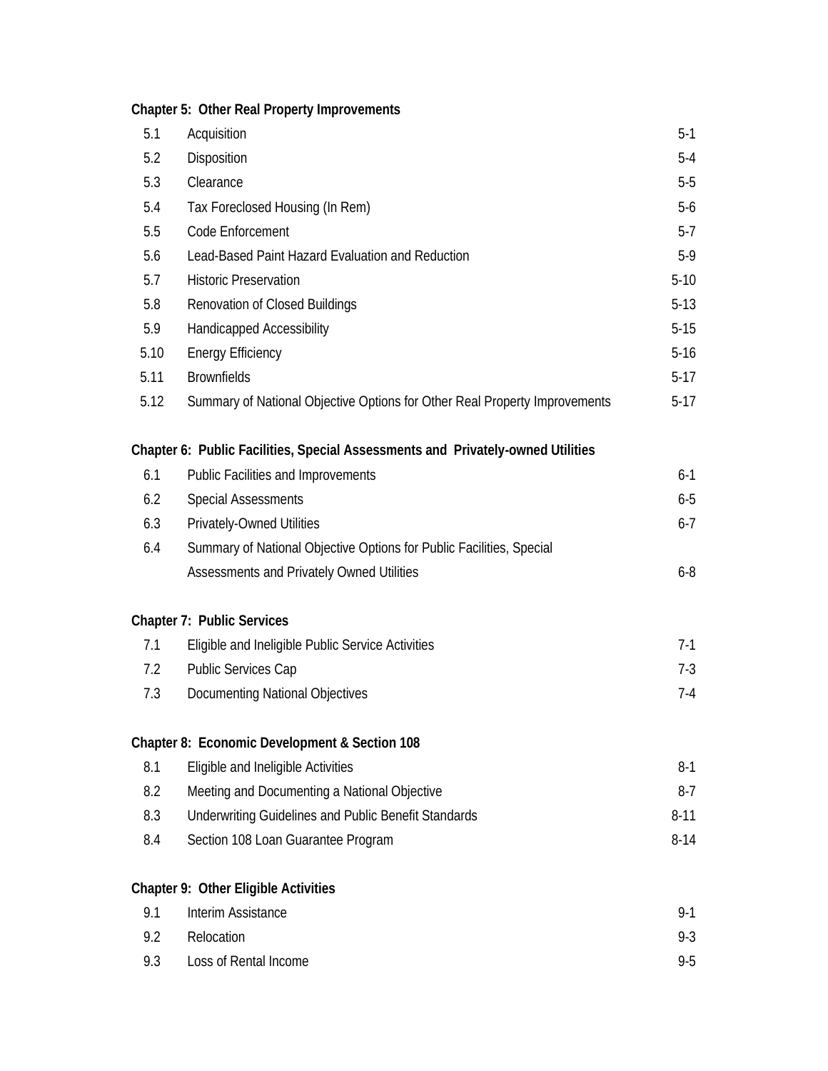**Chapter 5: Other Real Property Improvements**

| | | |
|---|---|---|
| 5.1 | Acquisition | 5-1 |
| 5.2 | Disposition | 5-4 |
| 5.3 | Clearance | 5-5 |
| 5.4 | Tax Foreclosed Housing (In Rem) | 5-6 |
| 5.5 | Code Enforcement | 5-7 |
| 5.6 | Lead-Based Paint Hazard Evaluation and Reduction | 5-9 |
| 5.7 | Historic Preservation | 5-10 |
| 5.8 | Renovation of Closed Buildings | 5-13 |
| 5.9 | Handicapped Accessibility | 5-15 |
| 5.10 | Energy Efficiency | 5-16 |
| 5.11 | Brownfields | 5-17 |
| 5.12 | Summary of National Objective Options for Other Real Property Improvements | 5-17 |

**Chapter 6: Public Facilities, Special Assessments and Privately-owned Utilities**

| | | |
|---|---|---|
| 6.1 | Public Facilities and Improvements | 6-1 |
| 6.2 | Special Assessments | 6-5 |
| 6.3 | Privately-Owned Utilities | 6-7 |
| 6.4 | Summary of National Objective Options for Public Facilities, Special Assessments and Privately Owned Utilities | 6-8 |

**Chapter 7: Public Services**

| | | |
|---|---|---|
| 7.1 | Eligible and Ineligible Public Service Activities | 7-1 |
| 7.2 | Public Services Cap | 7-3 |
| 7.3 | Documenting National Objectives | 7-4 |

**Chapter 8: Economic Development & Section 108**

| | | |
|---|---|---|
| 8.1 | Eligible and Ineligible Activities | 8-1 |
| 8.2 | Meeting and Documenting a National Objective | 8-7 |
| 8.3 | Underwriting Guidelines and Public Benefit Standards | 8-11 |
| 8.4 | Section 108 Loan Guarantee Program | 8-14 |

**Chapter 9: Other Eligible Activities**

| | | |
|---|---|---|
| 9.1 | Interim Assistance | 9-1 |
| 9.2 | Relocation | 9-3 |
| 9.3 | Loss of Rental Income | 9-5 |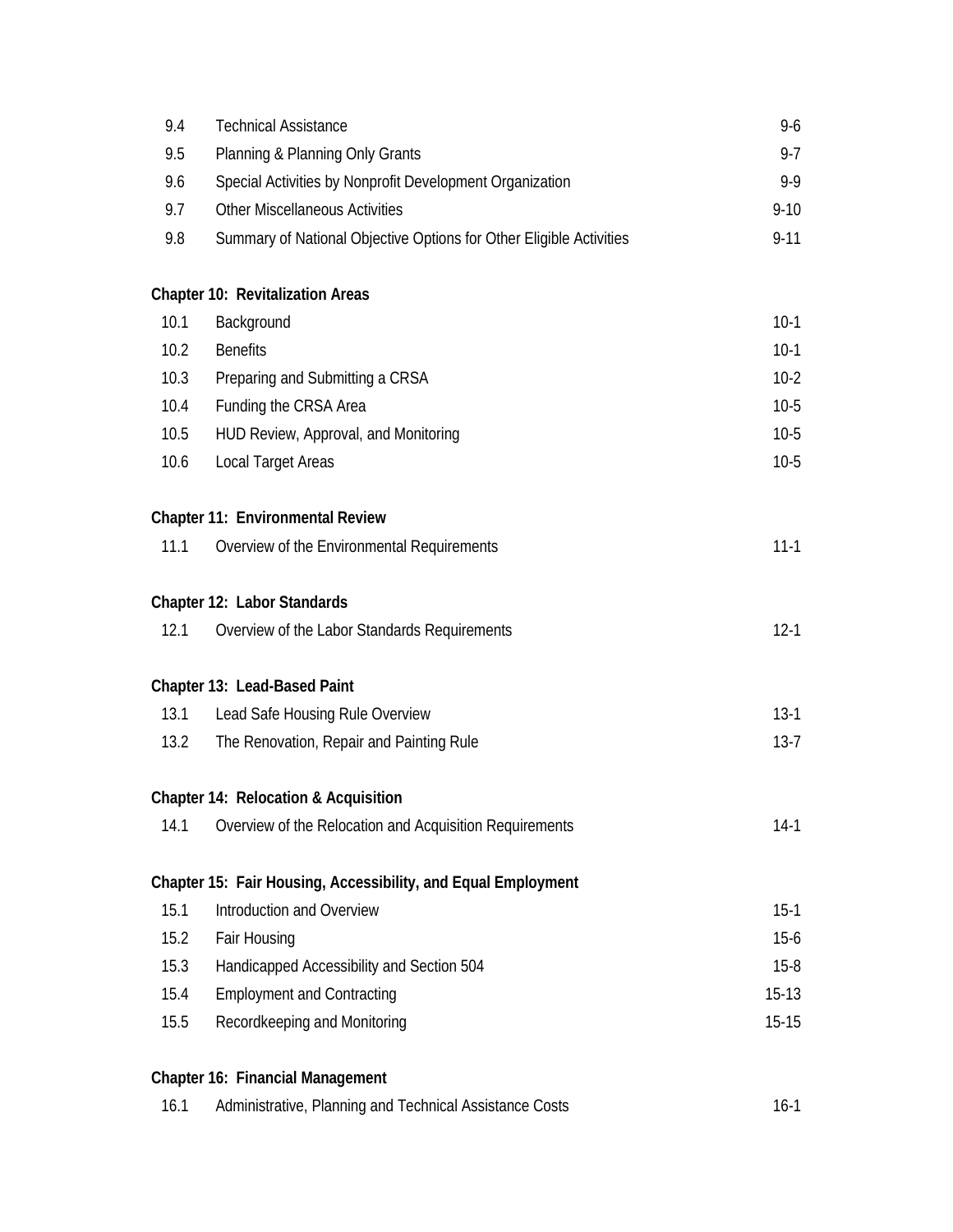| | | |
|---|---|---|
| 9.4 | Technical Assistance | 9-6 |
| 9.5 | Planning & Planning Only Grants | 9-7 |
| 9.6 | Special Activities by Nonprofit Development Organization | 9-9 |
| 9.7 | Other Miscellaneous Activities | 9-10 |
| 9.8 | Summary of National Objective Options for Other Eligible Activities | 9-11 |

**Chapter 10: Revitalization Areas**

| | | |
|---|---|---|
| 10.1 | Background | 10-1 |
| 10.2 | Benefits | 10-1 |
| 10.3 | Preparing and Submitting a CRSA | 10-2 |
| 10.4 | Funding the CRSA Area | 10-5 |
| 10.5 | HUD Review, Approval, and Monitoring | 10-5 |
| 10.6 | Local Target Areas | 10-5 |

**Chapter 11: Environmental Review**

| | | |
|---|---|---|
| 11.1 | Overview of the Environmental Requirements | 11-1 |

**Chapter 12: Labor Standards**

| | | |
|---|---|---|
| 12.1 | Overview of the Labor Standards Requirements | 12-1 |

**Chapter 13: Lead-Based Paint**

| | | |
|---|---|---|
| 13.1 | Lead Safe Housing Rule Overview | 13-1 |
| 13.2 | The Renovation, Repair and Painting Rule | 13-7 |

**Chapter 14: Relocation & Acquisition**

| | | |
|---|---|---|
| 14.1 | Overview of the Relocation and Acquisition Requirements | 14-1 |

**Chapter 15: Fair Housing, Accessibility, and Equal Employment**

| | | |
|---|---|---|
| 15.1 | Introduction and Overview | 15-1 |
| 15.2 | Fair Housing | 15-6 |
| 15.3 | Handicapped Accessibility and Section 504 | 15-8 |
| 15.4 | Employment and Contracting | 15-13 |
| 15.5 | Recordkeeping and Monitoring | 15-15 |

**Chapter 16: Financial Management**

| | | |
|---|---|---|
| 16.1 | Administrative, Planning and Technical Assistance Costs | 16-1 |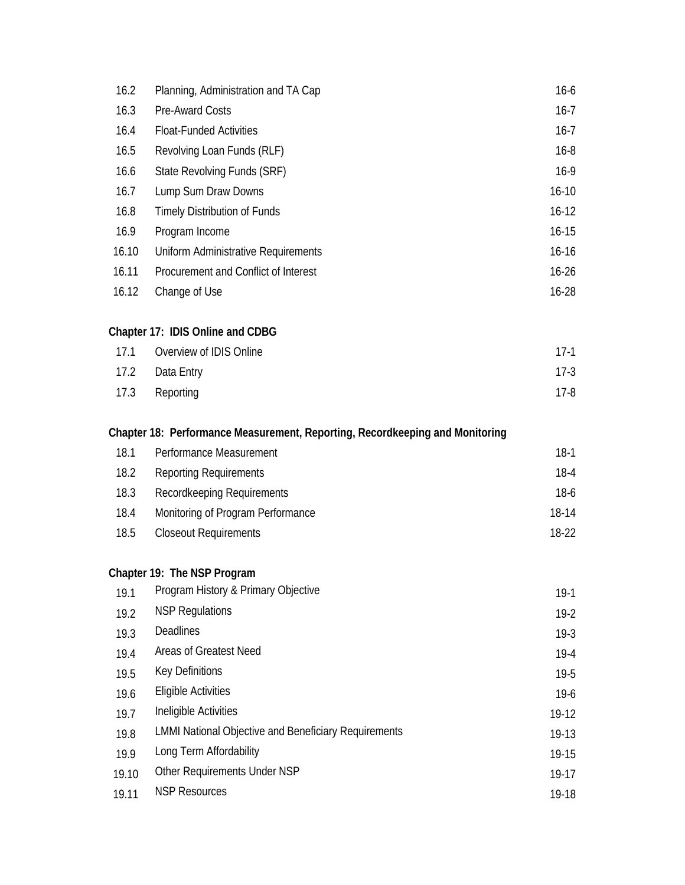| | | |
|---|---|---|
| 16.2 | Planning, Administration and TA Cap | 16-6 |
| 16.3 | Pre-Award Costs | 16-7 |
| 16.4 | Float-Funded Activities | 16-7 |
| 16.5 | Revolving Loan Funds (RLF) | 16-8 |
| 16.6 | State Revolving Funds (SRF) | 16-9 |
| 16.7 | Lump Sum Draw Downs | 16-10 |
| 16.8 | Timely Distribution of Funds | 16-12 |
| 16.9 | Program Income | 16-15 |
| 16.10 | Uniform Administrative Requirements | 16-16 |
| 16.11 | Procurement and Conflict of Interest | 16-26 |
| 16.12 | Change of Use | 16-28 |

**Chapter 17: IDIS Online and CDBG**

| | | |
|---|---|---|
| 17.1 | Overview of IDIS Online | 17-1 |
| 17.2 | Data Entry | 17-3 |
| 17.3 | Reporting | 17-8 |

**Chapter 18: Performance Measurement, Reporting, Recordkeeping and Monitoring**

| | | |
|---|---|---|
| 18.1 | Performance Measurement | 18-1 |
| 18.2 | Reporting Requirements | 18-4 |
| 18.3 | Recordkeeping Requirements | 18-6 |
| 18.4 | Monitoring of Program Performance | 18-14 |
| 18.5 | Closeout Requirements | 18-22 |

**Chapter 19: The NSP Program**

| | | |
|---|---|---|
| 19.1 | Program History & Primary Objective | 19-1 |
| 19.2 | NSP Regulations | 19-2 |
| 19.3 | Deadlines | 19-3 |
| 19.4 | Areas of Greatest Need | 19-4 |
| 19.5 | Key Definitions | 19-5 |
| 19.6 | Eligible Activities | 19-6 |
| 19.7 | Ineligible Activities | 19-12 |
| 19.8 | LMMI National Objective and Beneficiary Requirements | 19-13 |
| 19.9 | Long Term Affordability | 19-15 |
| 19.10 | Other Requirements Under NSP | 19-17 |
| 19.11 | NSP Resources | 19-18 |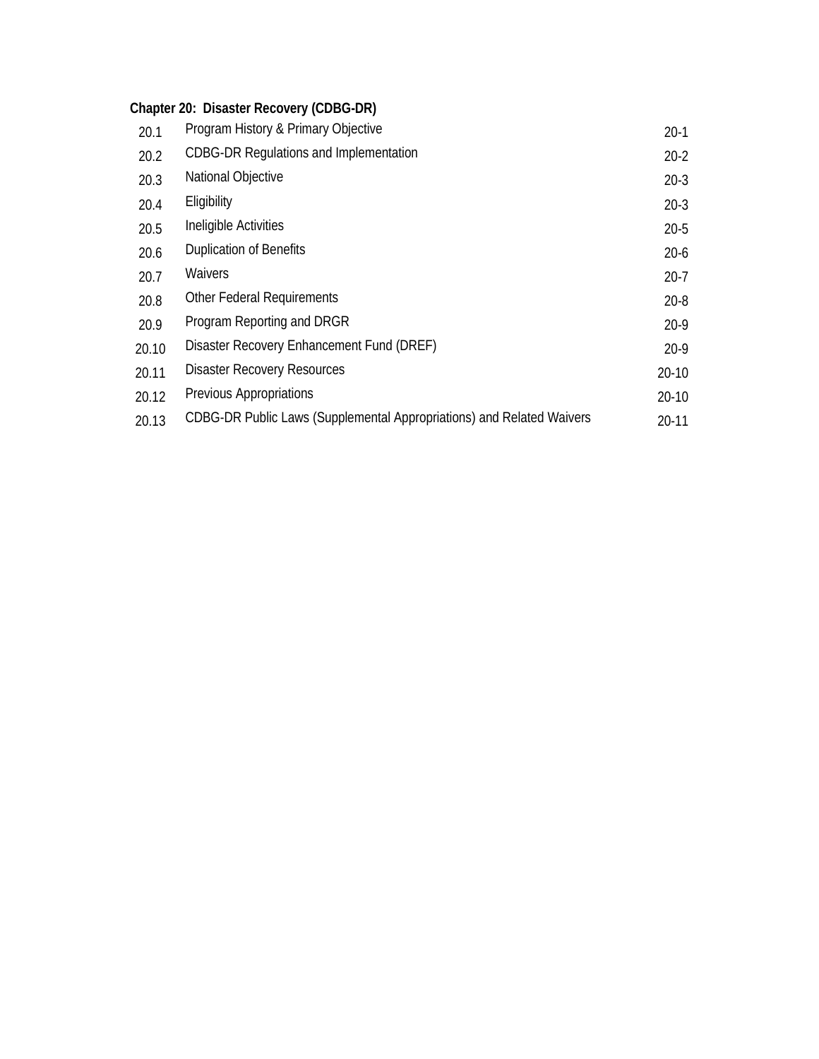**Chapter 20: Disaster Recovery (CDBG-DR)**

| | | |
|---|---|---|
| 20.1 | Program History & Primary Objective | 20-1 |
| 20.2 | CDBG-DR Regulations and Implementation | 20-2 |
| 20.3 | National Objective | 20-3 |
| 20.4 | Eligibility | 20-3 |
| 20.5 | Ineligible Activities | 20-5 |
| 20.6 | Duplication of Benefits | 20-6 |
| 20.7 | Waivers | 20-7 |
| 20.8 | Other Federal Requirements | 20-8 |
| 20.9 | Program Reporting and DRGR | 20-9 |
| 20.10 | Disaster Recovery Enhancement Fund (DREF) | 20-9 |
| 20.11 | Disaster Recovery Resources | 20-10 |
| 20.12 | Previous Appropriations | 20-10 |
| 20.13 | CDBG-DR Public Laws (Supplemental Appropriations) and Related Waivers | 20-11 |